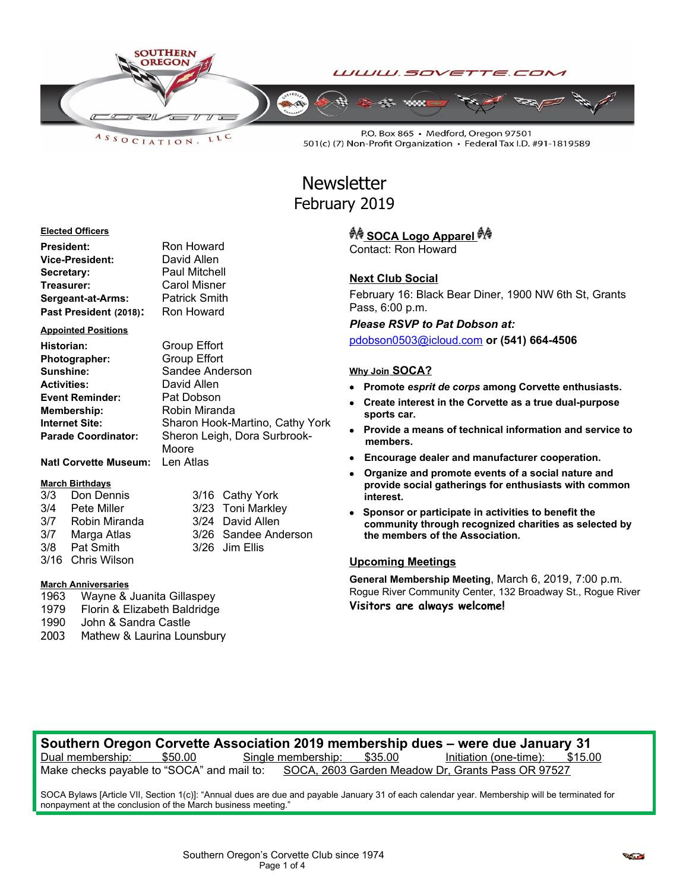WWW.SOVETTE.COM

P.O. Box 865 • Medford, Oregon 97501
501(c) (7) Non-Profit Organization • Federal Tax I.D. #91-1819589

# Newsletter
## February 2019

### Elected Officers

| | |
|---|---|
| **President:** | Ron Howard |
| **Vice-President:** | David Allen |
| **Secretary:** | Paul Mitchell |
| **Treasurer:** | Carol Misner |
| **Sergeant-at-Arms:** | Patrick Smith |
| **Past President (2018):** | Ron Howard |

### Appointed Positions

| | |
|---|---|
| **Historian:** | Group Effort |
| **Photographer:** | Group Effort |
| **Sunshine:** | Sandee Anderson |
| **Activities:** | David Allen |
| **Event Reminder:** | Pat Dobson |
| **Membership:** | Robin Miranda |
| **Internet Site:** | Sharon Hook-Martino, Cathy York |
| **Parade Coordinator:** | Sheron Leigh, Dora Surbrook-Moore |
| **Natl Corvette Museum:** | Len Atlas |

### March Birthdays

| | | | |
|---|---|---|---|
| 3/3 | Don Dennis | 3/16 | Cathy York |
| 3/4 | Pete Miller | 3/23 | Toni Markley |
| 3/7 | Robin Miranda | 3/24 | David Allen |
| 3/7 | Marga Atlas | 3/26 | Sandee Anderson |
| 3/8 | Pat Smith | 3/26 | Jim Ellis |
| 3/16 | Chris Wilson | | |

### March Anniversaries

| | |
|---|---|
| 1963 | Wayne & Juanita Gillaspey |
| 1979 | Florin & Elizabeth Baldridge |
| 1990 | John & Sandra Castle |
| 2003 | Mathew & Laurina Lounsbury |

### SOCA Logo Apparel

Contact: Ron Howard

### Next Club Social

February 16: Black Bear Diner, 1900 NW 6th St, Grants Pass, 6:00 p.m.

***Please RSVP to Pat Dobson at:***

pdobson0503@icloud.com **or (541) 664-4506**

### Why Join SOCA?

- **Promote *esprit de corps* among Corvette enthusiasts.**
- **Create interest in the Corvette as a true dual-purpose sports car.**
- **Provide a means of technical information and service to members.**
- **Encourage dealer and manufacturer cooperation.**
- **Organize and promote events of a social nature and provide social gatherings for enthusiasts with common interest.**
- **Sponsor or participate in activities to benefit the community through recognized charities as selected by the members of the Association.**

### Upcoming Meetings

**General Membership Meeting**, March 6, 2019, 7:00 p.m.
Rogue River Community Center, 132 Broadway St., Rogue River

**Visitors are always welcome!**

---

**Southern Oregon Corvette Association 2019 membership dues – were due January 31**

Dual membership: $50.00 Single membership: $35.00 Initiation (one-time): $15.00

Make checks payable to "SOCA" and mail to: SOCA, 2603 Garden Meadow Dr, Grants Pass OR 97527

SOCA Bylaws [Article VII, Section 1(c)]: "Annual dues are due and payable January 31 of each calendar year. Membership will be terminated for nonpayment at the conclusion of the March business meeting."

Southern Oregon's Corvette Club since 1974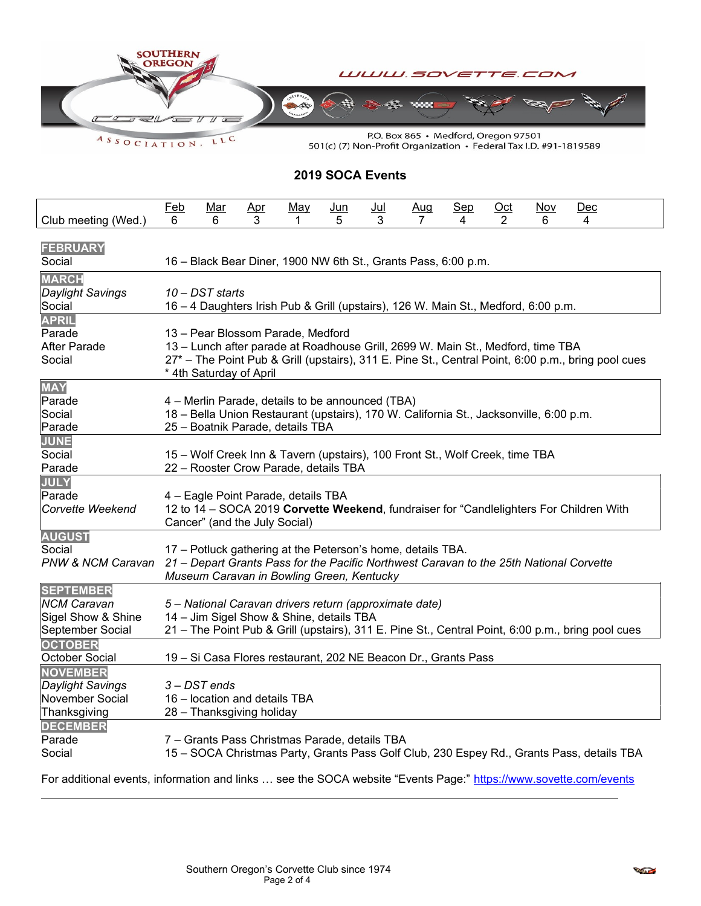SOUTHERN OREGON CORVETTE ASSOCIATION, LLC

WWW.SOVETTE.COM

P.O. Box 865 • Medford, Oregon 97501
501(c) (7) Non-Profit Organization • Federal Tax I.D. #91-1819589

## 2019 SOCA Events

| | Feb | Mar | Apr | May | Jun | Jul | Aug | Sep | Oct | Nov | Dec |
|---|---|---|---|---|---|---|---|---|---|---|---|
| Club meeting (Wed.) | 6 | 6 | 3 | 1 | 5 | 3 | 7 | 4 | 2 | 6 | 4 |

**FEBRUARY**

| | |
|---|---|
| Social | 16 – Black Bear Diner, 1900 NW 6th St., Grants Pass, 6:00 p.m. |

**MARCH**

| | |
|---|---|
| *Daylight Savings* | *10 – DST starts* |
| Social | 16 – 4 Daughters Irish Pub & Grill (upstairs), 126 W. Main St., Medford, 6:00 p.m. |

**APRIL**

| | |
|---|---|
| Parade | 13 – Pear Blossom Parade, Medford |
| After Parade | 13 – Lunch after parade at Roadhouse Grill, 2699 W. Main St., Medford, time TBA |
| Social | 27* – The Point Pub & Grill (upstairs), 311 E. Pine St., Central Point, 6:00 p.m., bring pool cues<br>* 4th Saturday of April |

**MAY**

| | |
|---|---|
| Parade | 4 – Merlin Parade, details to be announced (TBA) |
| Social | 18 – Bella Union Restaurant (upstairs), 170 W. California St., Jacksonville, 6:00 p.m. |
| Parade | 25 – Boatnik Parade, details TBA |

**JUNE**

| | |
|---|---|
| Social | 15 – Wolf Creek Inn & Tavern (upstairs), 100 Front St., Wolf Creek, time TBA |
| Parade | 22 – Rooster Crow Parade, details TBA |

**JULY**

| | |
|---|---|
| Parade | 4 – Eagle Point Parade, details TBA |
| *Corvette Weekend* | 12 to 14 – SOCA 2019 **Corvette Weekend**, fundraiser for "Candlelighters For Children With Cancer" (and the July Social) |

**AUGUST**

| | |
|---|---|
| Social | 17 – Potluck gathering at the Peterson's home, details TBA. |
| *PNW & NCM Caravan* | *21 – Depart Grants Pass for the Pacific Northwest Caravan to the 25th National Corvette Museum Caravan in Bowling Green, Kentucky* |

**SEPTEMBER**

| | |
|---|---|
| *NCM Caravan* | *5 – National Caravan drivers return (approximate date)* |
| Sigel Show & Shine | 14 – Jim Sigel Show & Shine, details TBA |
| September Social | 21 – The Point Pub & Grill (upstairs), 311 E. Pine St., Central Point, 6:00 p.m., bring pool cues |

**OCTOBER**

| | |
|---|---|
| October Social | 19 – Si Casa Flores restaurant, 202 NE Beacon Dr., Grants Pass |

**NOVEMBER**

| | |
|---|---|
| *Daylight Savings* | *3 – DST ends* |
| November Social | 16 – location and details TBA |
| Thanksgiving | 28 – Thanksgiving holiday |

**DECEMBER**

| | |
|---|---|
| Parade | 7 – Grants Pass Christmas Parade, details TBA |
| Social | 15 – SOCA Christmas Party, Grants Pass Golf Club, 230 Espey Rd., Grants Pass, details TBA |

For additional events, information and links … see the SOCA website "Events Page:" https://www.sovette.com/events

Southern Oregon's Corvette Club since 1974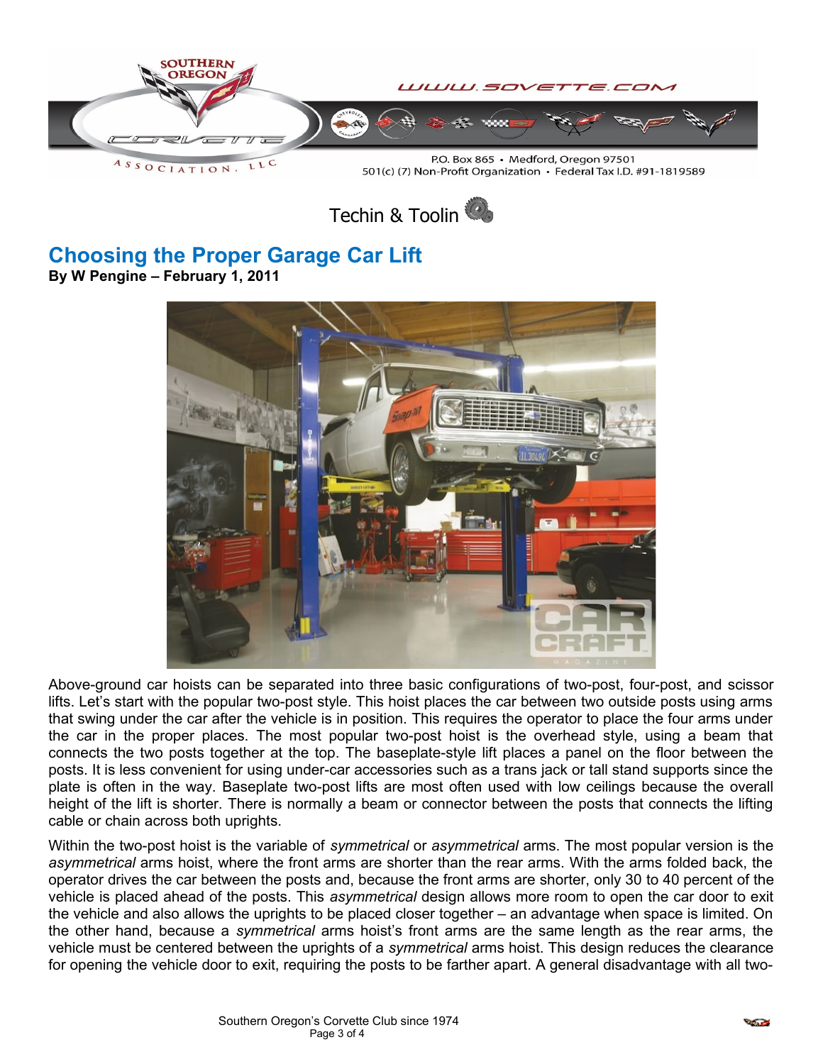Techin & Toolin

## Choosing the Proper Garage Car Lift

**By W Pengine – February 1, 2011**

Above-ground car hoists can be separated into three basic configurations of two-post, four-post, and scissor lifts. Let's start with the popular two-post style. This hoist places the car between two outside posts using arms that swing under the car after the vehicle is in position. This requires the operator to place the four arms under the car in the proper places. The most popular two-post hoist is the overhead style, using a beam that connects the two posts together at the top. The baseplate-style lift places a panel on the floor between the posts. It is less convenient for using under-car accessories such as a trans jack or tall stand supports since the plate is often in the way. Baseplate two-post lifts are most often used with low ceilings because the overall height of the lift is shorter. There is normally a beam or connector between the posts that connects the lifting cable or chain across both uprights.

Within the two-post hoist is the variable of *symmetrical* or *asymmetrical* arms. The most popular version is the *asymmetrical* arms hoist, where the front arms are shorter than the rear arms. With the arms folded back, the operator drives the car between the posts and, because the front arms are shorter, only 30 to 40 percent of the vehicle is placed ahead of the posts. This *asymmetrical* design allows more room to open the car door to exit the vehicle and also allows the uprights to be placed closer together – an advantage when space is limited. On the other hand, because a *symmetrical* arms hoist's front arms are the same length as the rear arms, the vehicle must be centered between the uprights of a *symmetrical* arms hoist. This design reduces the clearance for opening the vehicle door to exit, requiring the posts to be farther apart. A general disadvantage with all two-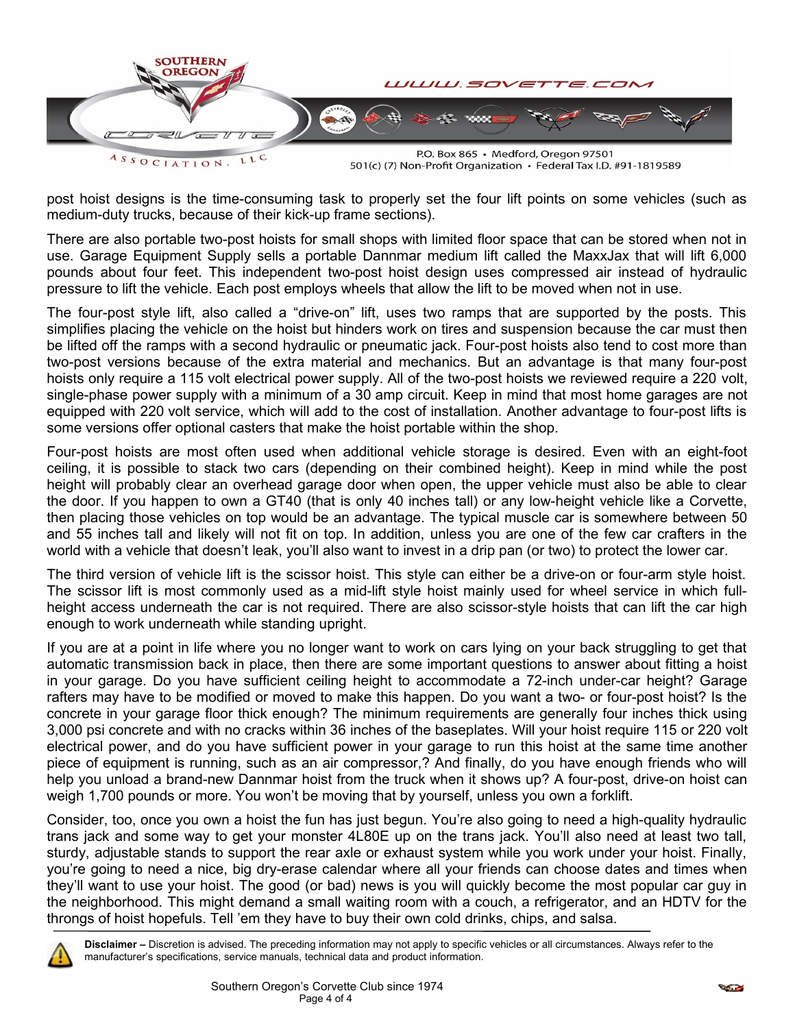post hoist designs is the time-consuming task to properly set the four lift points on some vehicles (such as medium-duty trucks, because of their kick-up frame sections).

There are also portable two-post hoists for small shops with limited floor space that can be stored when not in use. Garage Equipment Supply sells a portable Dannmar medium lift called the MaxxJax that will lift 6,000 pounds about four feet. This independent two-post hoist design uses compressed air instead of hydraulic pressure to lift the vehicle. Each post employs wheels that allow the lift to be moved when not in use.

The four-post style lift, also called a "drive-on" lift, uses two ramps that are supported by the posts. This simplifies placing the vehicle on the hoist but hinders work on tires and suspension because the car must then be lifted off the ramps with a second hydraulic or pneumatic jack. Four-post hoists also tend to cost more than two-post versions because of the extra material and mechanics. But an advantage is that many four-post hoists only require a 115 volt electrical power supply. All of the two-post hoists we reviewed require a 220 volt, single-phase power supply with a minimum of a 30 amp circuit. Keep in mind that most home garages are not equipped with 220 volt service, which will add to the cost of installation. Another advantage to four-post lifts is some versions offer optional casters that make the hoist portable within the shop.

Four-post hoists are most often used when additional vehicle storage is desired. Even with an eight-foot ceiling, it is possible to stack two cars (depending on their combined height). Keep in mind while the post height will probably clear an overhead garage door when open, the upper vehicle must also be able to clear the door. If you happen to own a GT40 (that is only 40 inches tall) or any low-height vehicle like a Corvette, then placing those vehicles on top would be an advantage. The typical muscle car is somewhere between 50 and 55 inches tall and likely will not fit on top. In addition, unless you are one of the few car crafters in the world with a vehicle that doesn't leak, you'll also want to invest in a drip pan (or two) to protect the lower car.

The third version of vehicle lift is the scissor hoist. This style can either be a drive-on or four-arm style hoist. The scissor lift is most commonly used as a mid-lift style hoist mainly used for wheel service in which full-height access underneath the car is not required. There are also scissor-style hoists that can lift the car high enough to work underneath while standing upright.

If you are at a point in life where you no longer want to work on cars lying on your back struggling to get that automatic transmission back in place, then there are some important questions to answer about fitting a hoist in your garage. Do you have sufficient ceiling height to accommodate a 72-inch under-car height? Garage rafters may have to be modified or moved to make this happen. Do you want a two- or four-post hoist? Is the concrete in your garage floor thick enough? The minimum requirements are generally four inches thick using 3,000 psi concrete and with no cracks within 36 inches of the baseplates. Will your hoist require 115 or 220 volt electrical power, and do you have sufficient power in your garage to run this hoist at the same time another piece of equipment is running, such as an air compressor,? And finally, do you have enough friends who will help you unload a brand-new Dannmar hoist from the truck when it shows up? A four-post, drive-on hoist can weigh 1,700 pounds or more. You won't be moving that by yourself, unless you own a forklift.

Consider, too, once you own a hoist the fun has just begun. You're also going to need a high-quality hydraulic trans jack and some way to get your monster 4L80E up on the trans jack. You'll also need at least two tall, sturdy, adjustable stands to support the rear axle or exhaust system while you work under your hoist. Finally, you're going to need a nice, big dry-erase calendar where all your friends can choose dates and times when they'll want to use your hoist. The good (or bad) news is you will quickly become the most popular car guy in the neighborhood. This might demand a small waiting room with a couch, a refrigerator, and an HDTV for the throngs of hoist hopefuls. Tell 'em they have to buy their own cold drinks, chips, and salsa.

**Disclaimer –** Discretion is advised. The preceding information may not apply to specific vehicles or all circumstances. Always refer to the manufacturer's specifications, service manuals, technical data and product information.